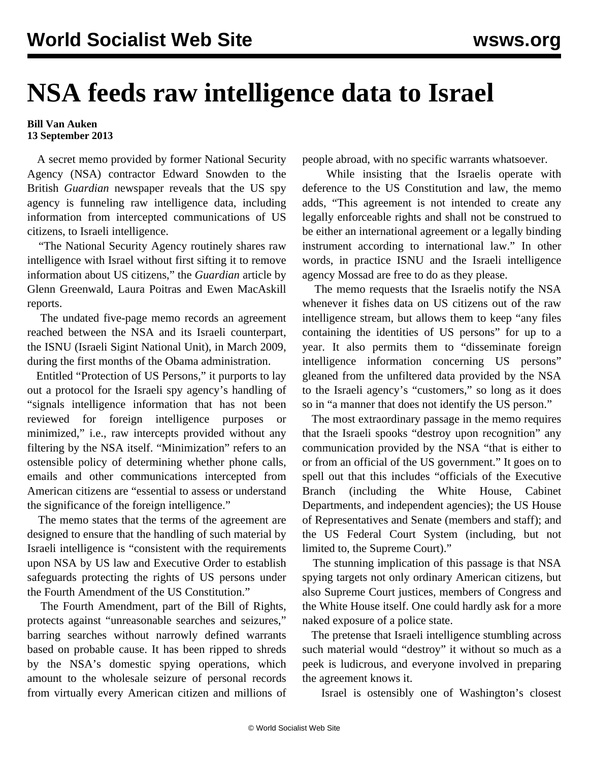# NSA feeds raw intelligence data to Israel

**Bill Van Auken**
**13 September 2013**

A secret memo provided by former National Security Agency (NSA) contractor Edward Snowden to the British *Guardian* newspaper reveals that the US spy agency is funneling raw intelligence data, including information from intercepted communications of US citizens, to Israeli intelligence.

"The National Security Agency routinely shares raw intelligence with Israel without first sifting it to remove information about US citizens," the *Guardian* article by Glenn Greenwald, Laura Poitras and Ewen MacAskill reports.

The undated five-page memo records an agreement reached between the NSA and its Israeli counterpart, the ISNU (Israeli Sigint National Unit), in March 2009, during the first months of the Obama administration.

Entitled "Protection of US Persons," it purports to lay out a protocol for the Israeli spy agency's handling of "signals intelligence information that has not been reviewed for foreign intelligence purposes or minimized," i.e., raw intercepts provided without any filtering by the NSA itself. "Minimization" refers to an ostensible policy of determining whether phone calls, emails and other communications intercepted from American citizens are "essential to assess or understand the significance of the foreign intelligence."

The memo states that the terms of the agreement are designed to ensure that the handling of such material by Israeli intelligence is "consistent with the requirements upon NSA by US law and Executive Order to establish safeguards protecting the rights of US persons under the Fourth Amendment of the US Constitution."

The Fourth Amendment, part of the Bill of Rights, protects against "unreasonable searches and seizures," barring searches without narrowly defined warrants based on probable cause. It has been ripped to shreds by the NSA's domestic spying operations, which amount to the wholesale seizure of personal records from virtually every American citizen and millions of people abroad, with no specific warrants whatsoever.

While insisting that the Israelis operate with deference to the US Constitution and law, the memo adds, "This agreement is not intended to create any legally enforceable rights and shall not be construed to be either an international agreement or a legally binding instrument according to international law." In other words, in practice ISNU and the Israeli intelligence agency Mossad are free to do as they please.

The memo requests that the Israelis notify the NSA whenever it fishes data on US citizens out of the raw intelligence stream, but allows them to keep "any files containing the identities of US persons" for up to a year. It also permits them to "disseminate foreign intelligence information concerning US persons" gleaned from the unfiltered data provided by the NSA to the Israeli agency's "customers," so long as it does so in "a manner that does not identify the US person."

The most extraordinary passage in the memo requires that the Israeli spooks "destroy upon recognition" any communication provided by the NSA "that is either to or from an official of the US government." It goes on to spell out that this includes "officials of the Executive Branch (including the White House, Cabinet Departments, and independent agencies); the US House of Representatives and Senate (members and staff); and the US Federal Court System (including, but not limited to, the Supreme Court)."

The stunning implication of this passage is that NSA spying targets not only ordinary American citizens, but also Supreme Court justices, members of Congress and the White House itself. One could hardly ask for a more naked exposure of a police state.

The pretense that Israeli intelligence stumbling across such material would "destroy" it without so much as a peek is ludicrous, and everyone involved in preparing the agreement knows it.

Israel is ostensibly one of Washington's closest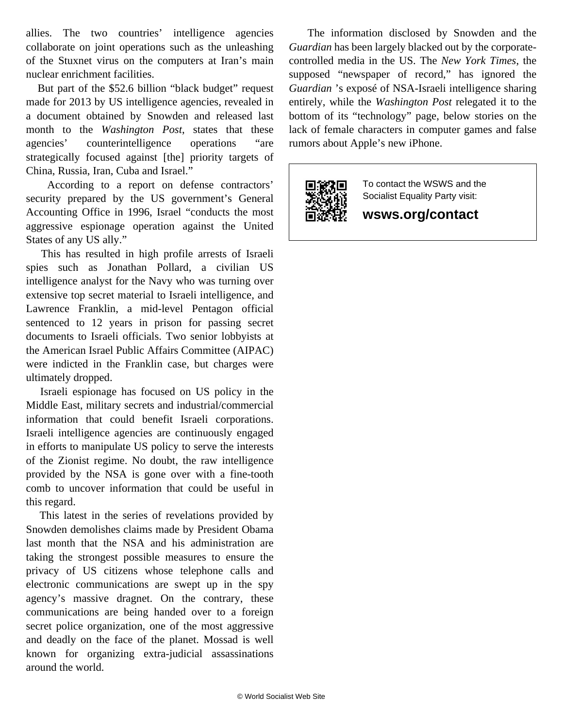allies. The two countries' intelligence agencies collaborate on joint operations such as the unleashing of the Stuxnet virus on the computers at Iran's main nuclear enrichment facilities.

But part of the $52.6 billion "black budget" request made for 2013 by US intelligence agencies, revealed in a document obtained by Snowden and released last month to the *Washington Post*, states that these agencies' counterintelligence operations "are strategically focused against [the] priority targets of China, Russia, Iran, Cuba and Israel."

According to a report on defense contractors' security prepared by the US government's General Accounting Office in 1996, Israel "conducts the most aggressive espionage operation against the United States of any US ally."

This has resulted in high profile arrests of Israeli spies such as Jonathan Pollard, a civilian US intelligence analyst for the Navy who was turning over extensive top secret material to Israeli intelligence, and Lawrence Franklin, a mid-level Pentagon official sentenced to 12 years in prison for passing secret documents to Israeli officials. Two senior lobbyists at the American Israel Public Affairs Committee (AIPAC) were indicted in the Franklin case, but charges were ultimately dropped.

Israeli espionage has focused on US policy in the Middle East, military secrets and industrial/commercial information that could benefit Israeli corporations. Israeli intelligence agencies are continuously engaged in efforts to manipulate US policy to serve the interests of the Zionist regime. No doubt, the raw intelligence provided by the NSA is gone over with a fine-tooth comb to uncover information that could be useful in this regard.

This latest in the series of revelations provided by Snowden demolishes claims made by President Obama last month that the NSA and his administration are taking the strongest possible measures to ensure the privacy of US citizens whose telephone calls and electronic communications are swept up in the spy agency's massive dragnet. On the contrary, these communications are being handed over to a foreign secret police organization, one of the most aggressive and deadly on the face of the planet. Mossad is well known for organizing extra-judicial assassinations around the world.

The information disclosed by Snowden and the *Guardian* has been largely blacked out by the corporate-controlled media in the US. The *New York Times*, the supposed "newspaper of record," has ignored the *Guardian* 's exposé of NSA-Israeli intelligence sharing entirely, while the *Washington Post* relegated it to the bottom of its "technology" page, below stories on the lack of female characters in computer games and false rumors about Apple's new iPhone.

To contact the WSWS and the Socialist Equality Party visit:

**wsws.org/contact**